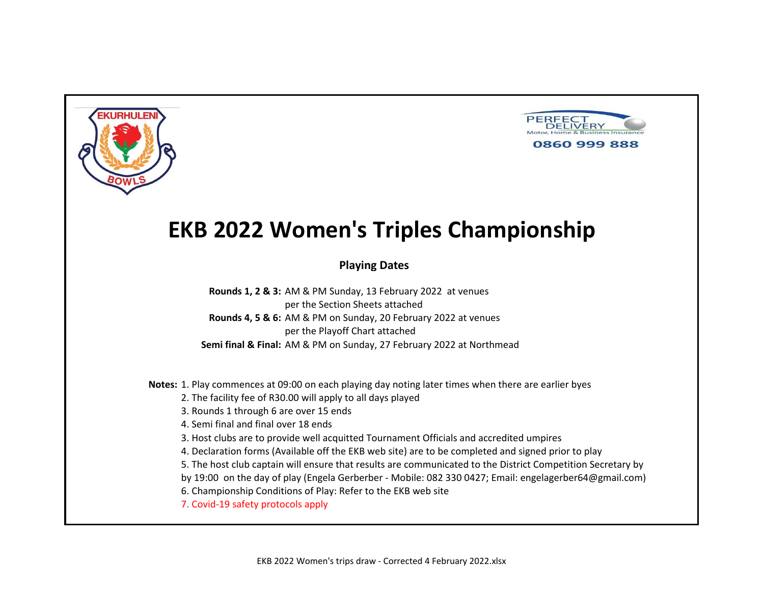EKURHULENI BOWLS

PERFECT DELIVERY
Motor, Home & Business Insurance
0860 999 888

# EKB 2022 Women's Triples Championship

## Playing Dates

**Rounds 1, 2 & 3:** AM & PM Sunday, 13 February 2022 at venues per the Section Sheets attached

**Rounds 4, 5 & 6:** AM & PM on Sunday, 20 February 2022 at venues per the Playoff Chart attached

**Semi final & Final:** AM & PM on Sunday, 27 February 2022 at Northmead

**Notes:** 1. Play commences at 09:00 on each playing day noting later times when there are earlier byes

2. The facility fee of R30.00 will apply to all days played

3. Rounds 1 through 6 are over 15 ends

4. Semi final and final over 18 ends

3. Host clubs are to provide well acquitted Tournament Officials and accredited umpires

4. Declaration forms (Available off the EKB web site) are to be completed and signed prior to play

5. The host club captain will ensure that results are communicated to the District Competition Secretary by by 19:00 on the day of play (Engela Gerberber - Mobile: 082 330 0427; Email: engelagerber64@gmail.com)

6. Championship Conditions of Play: Refer to the EKB web site

7. Covid-19 safety protocols apply

EKB 2022 Women's trips draw - Corrected 4 February 2022.xlsx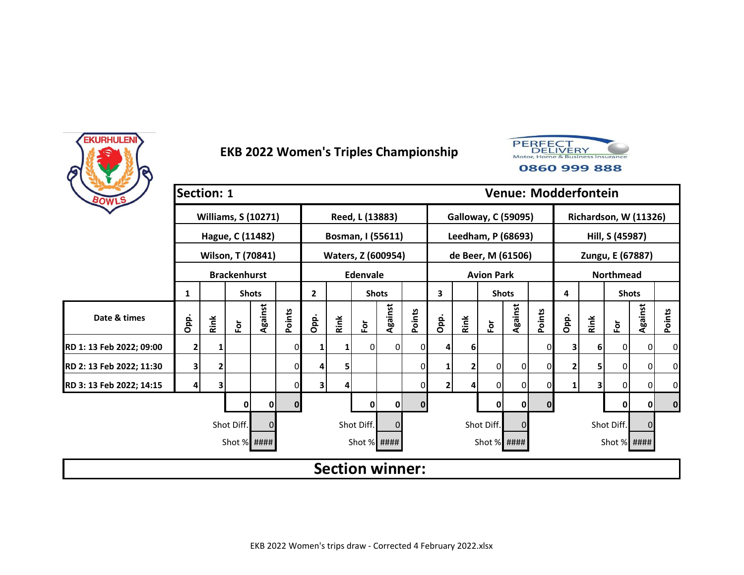# EKB 2022 Women's Triples Championship

PERFECT DELIVERY
Motor, Home & Business Insurance
0860 999 888

| Section: 1 | | | | | | | | | | | | | | | | | | | | Venue: Modderfontein |
|---|---|---|---|---|---|---|---|---|---|---|---|---|---|---|---|---|---|---|---|---|
| | Williams, S (10271) | | | | | Reed, L (13883) | | | | | Galloway, C (59095) | | | | | Richardson, W (11326) | | | | |
| | Hague, C (11482) | | | | | Bosman, I (55611) | | | | | Leedham, P (68693) | | | | | Hill, S (45987) | | | | |
| | Wilson, T (70841) | | | | | Waters, Z (600954) | | | | | de Beer, M (61506) | | | | | Zungu, E (67887) | | | | |
| | Brackenhurst | | | | | Edenvale | | | | | Avion Park | | | | | Northmead | | | | |
| | 1 | | Shots | | | 2 | | Shots | | | 3 | | Shots | | | 4 | | Shots | | |
| Date & times | Opp. | Rink | For | Against | Points | Opp. | Rink | For | Against | Points | Opp. | Rink | For | Against | Points | Opp. | Rink | For | Against | Points |
| RD 1: 13 Feb 2022; 09:00 | 2 | 1 | | | 0 | 1 | 1 | 0 | 0 | 0 | 4 | 6 | | | 0 | 3 | 6 | 0 | 0 | 0 |
| RD 2: 13 Feb 2022; 11:30 | 3 | 2 | | | 0 | 4 | 5 | | | 0 | 1 | 2 | 0 | 0 | 0 | 2 | 5 | 0 | 0 | 0 |
| RD 3: 13 Feb 2022; 14:15 | 4 | 3 | | | 0 | 3 | 4 | | | 0 | 2 | 4 | 0 | 0 | 0 | 1 | 3 | 0 | 0 | 0 |
| | | | 0 | 0 | 0 | | | 0 | 0 | 0 | | | 0 | 0 | 0 | | | 0 | 0 | 0 |
| | | | Shot Diff. | 0 | | | | Shot Diff. | 0 | | | | Shot Diff. | 0 | | | | Shot Diff. | 0 | |
| | | | Shot % | #### | | | | Shot % | #### | | | | Shot % | #### | | | | Shot % | #### | |

**Section winner:**

EKB 2022 Women's trips draw - Corrected 4 February 2022.xlsx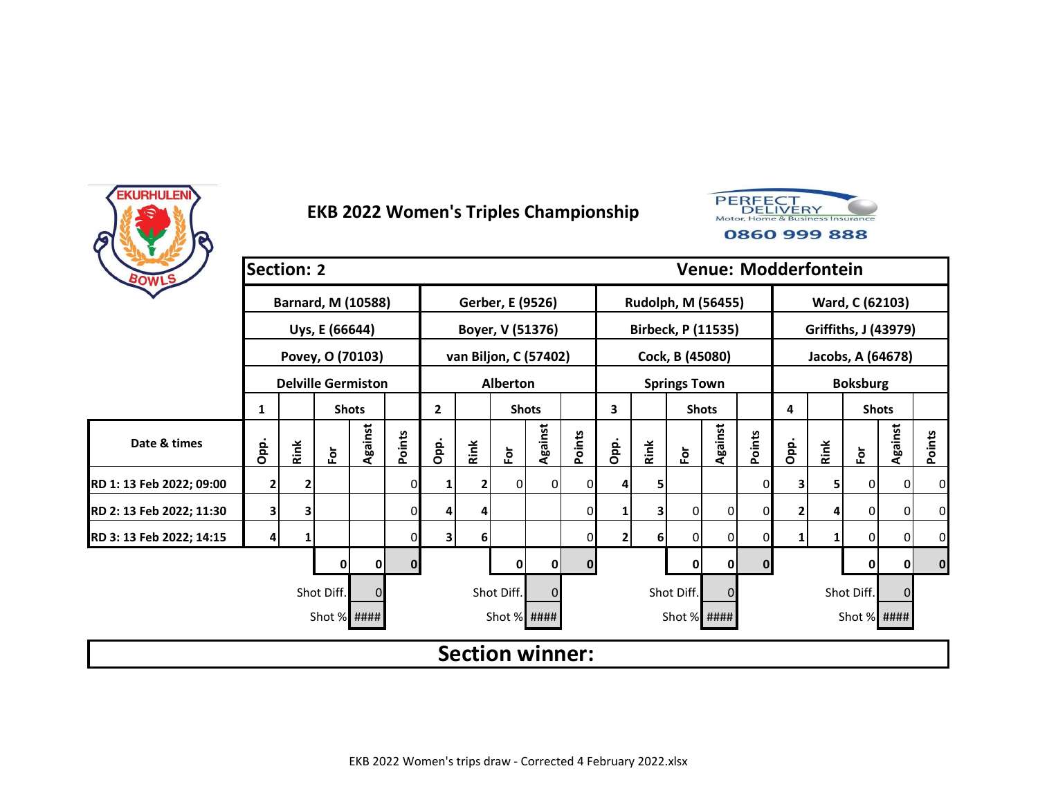# EKB 2022 Women's Triples Championship

EKURHULENI BOWLS

PERFECT DELIVERY Motor, Home & Business Insurance 0860 999 888

| Section: 2 | | | | | | | | | | | | | | | | | | | | Venue: Modderfontein |
|---|---|---|---|---|---|---|---|---|---|---|---|---|---|---|---|---|---|---|---|---|
| | Barnard, M (10588) | | | | | Gerber, E (9526) | | | | | Rudolph, M (56455) | | | | | Ward, C (62103) | | | | |
| | Uys, E (66644) | | | | | Boyer, V (51376) | | | | | Birbeck, P (11535) | | | | | Griffiths, J (43979) | | | | |
| | Povey, O (70103) | | | | | van Biljon, C (57402) | | | | | Cock, B (45080) | | | | | Jacobs, A (64678) | | | | |
| | Delville Germiston | | | | | Alberton | | | | | Springs Town | | | | | Boksburg | | | | |
| | 1 | | Shots | | | 2 | | Shots | | | 3 | | Shots | | | 4 | | Shots | | |
| Date & times | Opp. | Rink | For | Against | Points | Opp. | Rink | For | Against | Points | Opp. | Rink | For | Against | Points | Opp. | Rink | For | Against | Points |
| RD 1: 13 Feb 2022; 09:00 | 2 | 2 | | | 0 | 1 | 2 | 0 | 0 | 0 | 4 | 5 | | | 0 | 3 | 5 | 0 | 0 | 0 |
| RD 2: 13 Feb 2022; 11:30 | 3 | 3 | | | 0 | 4 | 4 | | | 0 | 1 | 3 | 0 | 0 | 0 | 2 | 4 | 0 | 0 | 0 |
| RD 3: 13 Feb 2022; 14:15 | 4 | 1 | | | 0 | 3 | 6 | | | 0 | 2 | 6 | 0 | 0 | 0 | 1 | 1 | 0 | 0 | 0 |
| | | | 0 | 0 | 0 | | | 0 | 0 | 0 | | | 0 | 0 | 0 | | | 0 | 0 | 0 |
| | | | Shot Diff. | 0 | | | | Shot Diff. | 0 | | | | Shot Diff. | 0 | | | | Shot Diff. | 0 | |
| | | | Shot % | #### | | | | Shot % | #### | | | | Shot % | #### | | | | Shot % | #### | |

**Section winner:**

EKB 2022 Women's trips draw - Corrected 4 February 2022.xlsx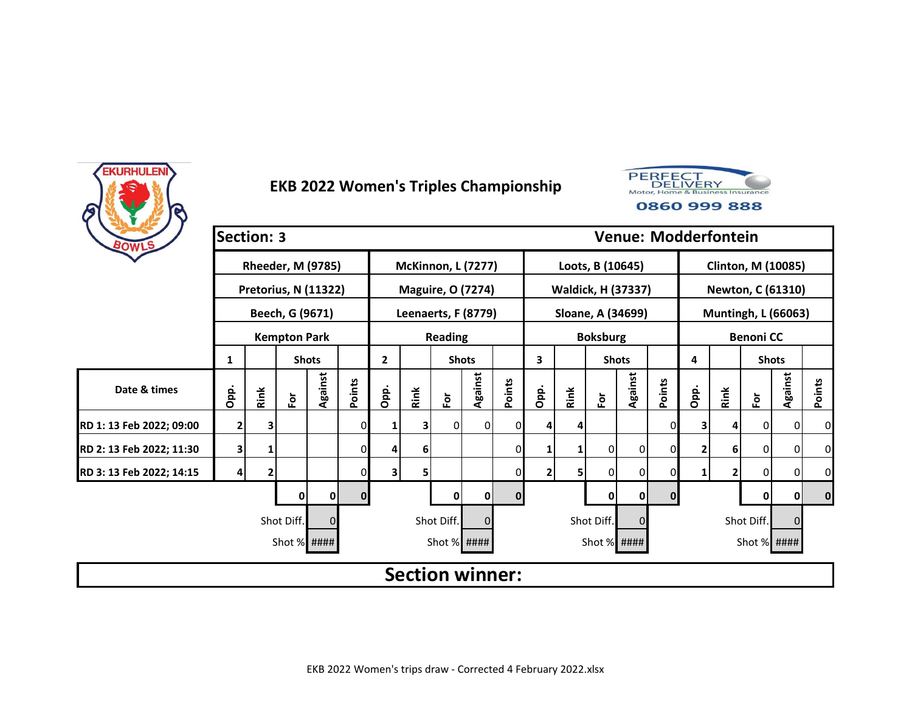# EKB 2022 Women's Triples Championship

PERFECT DELIVERY Motor, Home & Business Insurance 0860 999 888

| **Section: 3** | | | | | | | | | | | | | | | | | | | | **Venue: Modderfontein** |
|---|---|---|---|---|---|---|---|---|---|---|---|---|---|---|---|---|---|---|---|---|
| | **Rheeder, M (9785)** | | | | | **McKinnon, L (7277)** | | | | | **Loots, B (10645)** | | | | | **Clinton, M (10085)** | | | | |
| | **Pretorius, N (11322)** | | | | | **Maguire, O (7274)** | | | | | **Waldick, H (37337)** | | | | | **Newton, C (61310)** | | | | |
| | **Beech, G (9671)** | | | | | **Leenaerts, F (8779)** | | | | | **Sloane, A (34699)** | | | | | **Muntingh, L (66063)** | | | | |
| | **Kempton Park** | | | | | **Reading** | | | | | **Boksburg** | | | | | **Benoni CC** | | | | |
| | **1** | | **Shots** | | | **2** | | **Shots** | | | **3** | | **Shots** | | | **4** | | **Shots** | | |
| **Date & times** | **Opp.** | **Rink** | **For** | **Against** | **Points** | **Opp.** | **Rink** | **For** | **Against** | **Points** | **Opp.** | **Rink** | **For** | **Against** | **Points** | **Opp.** | **Rink** | **For** | **Against** | **Points** |
| **RD 1: 13 Feb 2022; 09:00** | 2 | 3 | | | 0 | 1 | 3 | 0 | 0 | 0 | 4 | 4 | | | 0 | 3 | 4 | 0 | 0 | 0 |
| **RD 2: 13 Feb 2022; 11:30** | 3 | 1 | | | 0 | 4 | 6 | | | 0 | 1 | 1 | 0 | 0 | 0 | 2 | 6 | 0 | 0 | 0 |
| **RD 3: 13 Feb 2022; 14:15** | 4 | 2 | | | 0 | 3 | 5 | | | 0 | 2 | 5 | 0 | 0 | 0 | 1 | 2 | 0 | 0 | 0 |
| | | | 0 | 0 | 0 | | | 0 | 0 | 0 | | | 0 | 0 | 0 | | | 0 | 0 | 0 |
| | | | Shot Diff. | 0 | | | | Shot Diff. | 0 | | | | Shot Diff. | 0 | | | | Shot Diff. | 0 | |
| | | | Shot % | #### | | | | Shot % | #### | | | | Shot % | #### | | | | Shot % | #### | |

**Section winner:**

EKB 2022 Women's trips draw - Corrected 4 February 2022.xlsx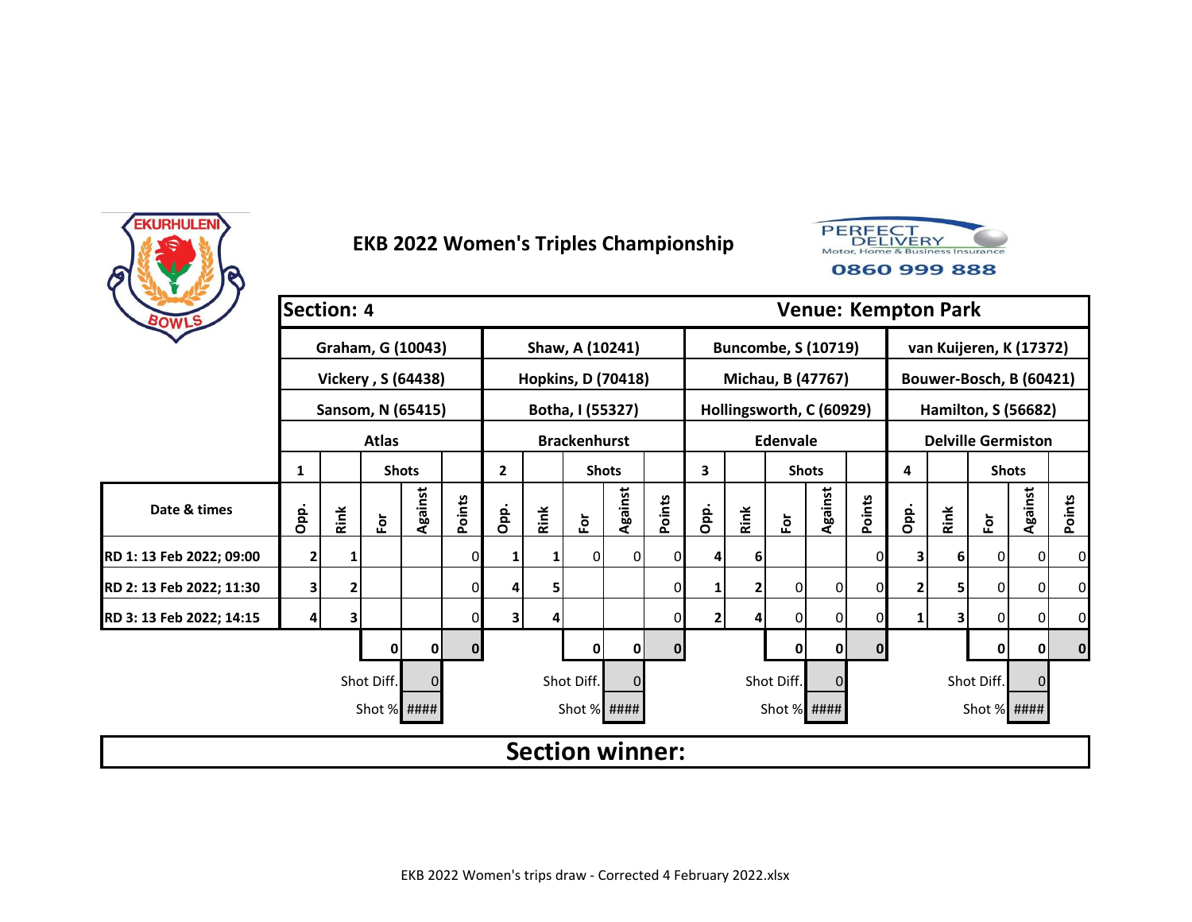EKURHULENI BOWLS

# EKB 2022 Women's Triples Championship

PERFECT DELIVERY Motor, Home & Business Insurance 0860 999 888

| Section: 4 | | | | | | | | | | | | | | | Venue: Kempton Park | | | | | |
|---|---|---|---|---|---|---|---|---|---|---|---|---|---|---|---|---|---|---|---|---|
| | Graham, G (10043) | | | | | Shaw, A (10241) | | | | | Buncombe, S (10719) | | | | | van Kuijeren, K (17372) | | | | |
| | Vickery , S (64438) | | | | | Hopkins, D (70418) | | | | | Michau, B (47767) | | | | | Bouwer-Bosch, B (60421) | | | | |
| | Sansom, N (65415) | | | | | Botha, I (55327) | | | | | Hollingsworth, C (60929) | | | | | Hamilton, S (56682) | | | | |
| | Atlas | | | | | Brackenhurst | | | | | Edenvale | | | | | Delville Germiston | | | | |
| | 1 | | Shots | | | 2 | | Shots | | | 3 | | Shots | | | 4 | | Shots | | |
| Date & times | Opp. | Rink | For | Against | Points | Opp. | Rink | For | Against | Points | Opp. | Rink | For | Against | Points | Opp. | Rink | For | Against | Points |
| RD 1: 13 Feb 2022; 09:00 | 2 | 1 | | | 0 | 1 | 1 | 0 | 0 | 0 | 4 | 6 | | | 0 | 3 | 6 | 0 | 0 | 0 |
| RD 2: 13 Feb 2022; 11:30 | 3 | 2 | | | 0 | 4 | 5 | | | 0 | 1 | 2 | 0 | 0 | 0 | 2 | 5 | 0 | 0 | 0 |
| RD 3: 13 Feb 2022; 14:15 | 4 | 3 | | | 0 | 3 | 4 | | | 0 | 2 | 4 | 0 | 0 | 0 | 1 | 3 | 0 | 0 | 0 |
| | | | 0 | 0 | 0 | | | 0 | 0 | 0 | | | 0 | 0 | 0 | | | 0 | 0 | 0 |
| | | | Shot Diff. | 0 | | | | Shot Diff. | 0 | | | | Shot Diff. | 0 | | | | Shot Diff. | 0 | |
| | | | Shot % | #### | | | | Shot % | #### | | | | Shot % | #### | | | | Shot % | #### | |

**Section winner:**

EKB 2022 Women's trips draw - Corrected 4 February 2022.xlsx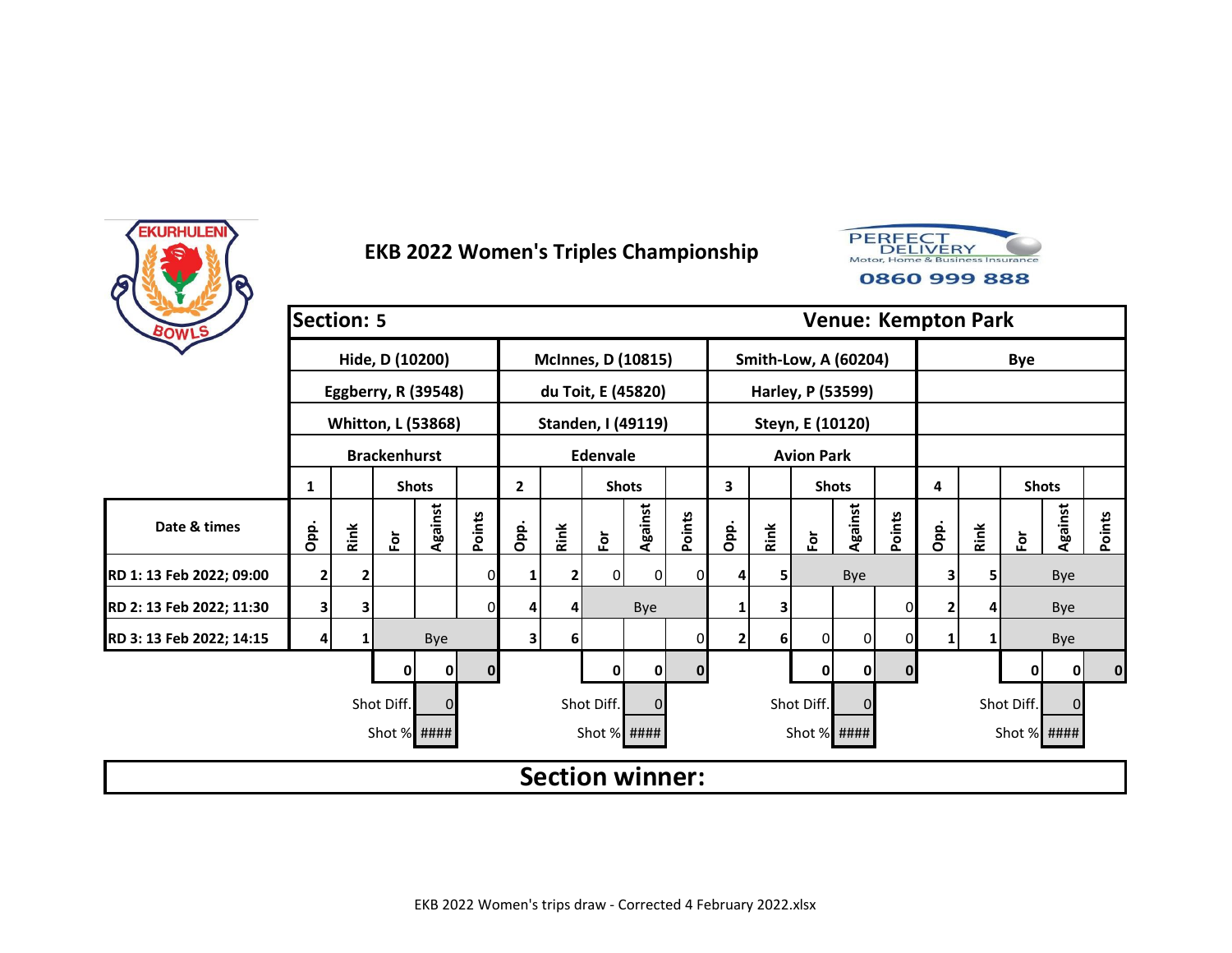# EKB 2022 Women's Triples Championship

| Section: 5 | | | | | | | | | | | | | | | | | | | | Venue: Kempton Park |
|---|---|---|---|---|---|---|---|---|---|---|---|---|---|---|---|---|---|---|---|---|
| | Hide, D (10200) | | | | | McInnes, D (10815) | | | | | Smith-Low, A (60204) | | | | | Bye | | | | |
| | Eggberry, R (39548) | | | | | du Toit, E (45820) | | | | | Harley, P (53599) | | | | | | | | | |
| | Whitton, L (53868) | | | | | Standen, I (49119) | | | | | Steyn, E (10120) | | | | | | | | | |
| | Brackenhurst | | | | | Edenvale | | | | | Avion Park | | | | | | | | | |
| | 1 | | Shots | | | 2 | | Shots | | | 3 | | Shots | | | 4 | | Shots | | |
| Date & times | Opp. | Rink | For | Against | Points | Opp. | Rink | For | Against | Points | Opp. | Rink | For | Against | Points | Opp. | Rink | For | Against | Points |
| RD 1: 13 Feb 2022; 09:00 | 2 | 2 | | | 0 | 1 | 2 | 0 | 0 | 0 | 4 | 5 | | Bye | | 3 | 5 | | Bye | |
| RD 2: 13 Feb 2022; 11:30 | 3 | 3 | | | 0 | 4 | 4 | | Bye | | 1 | 3 | | | 0 | 2 | 4 | | Bye | |
| RD 3: 13 Feb 2022; 14:15 | 4 | 1 | | Bye | | 3 | 6 | | | 0 | 2 | 6 | 0 | 0 | 0 | 1 | 1 | | Bye | |
| | | | 0 | 0 | 0 | | | 0 | 0 | 0 | | | 0 | 0 | 0 | | | 0 | 0 | 0 |
| | | | Shot Diff. | 0 | | | | Shot Diff. | 0 | | | | Shot Diff. | 0 | | | | Shot Diff. | 0 | |
| | | | Shot % | #### | | | | Shot % | #### | | | | Shot % | #### | | | | Shot % | #### | |

**Section winner:**

EKB 2022 Women's trips draw - Corrected 4 February 2022.xlsx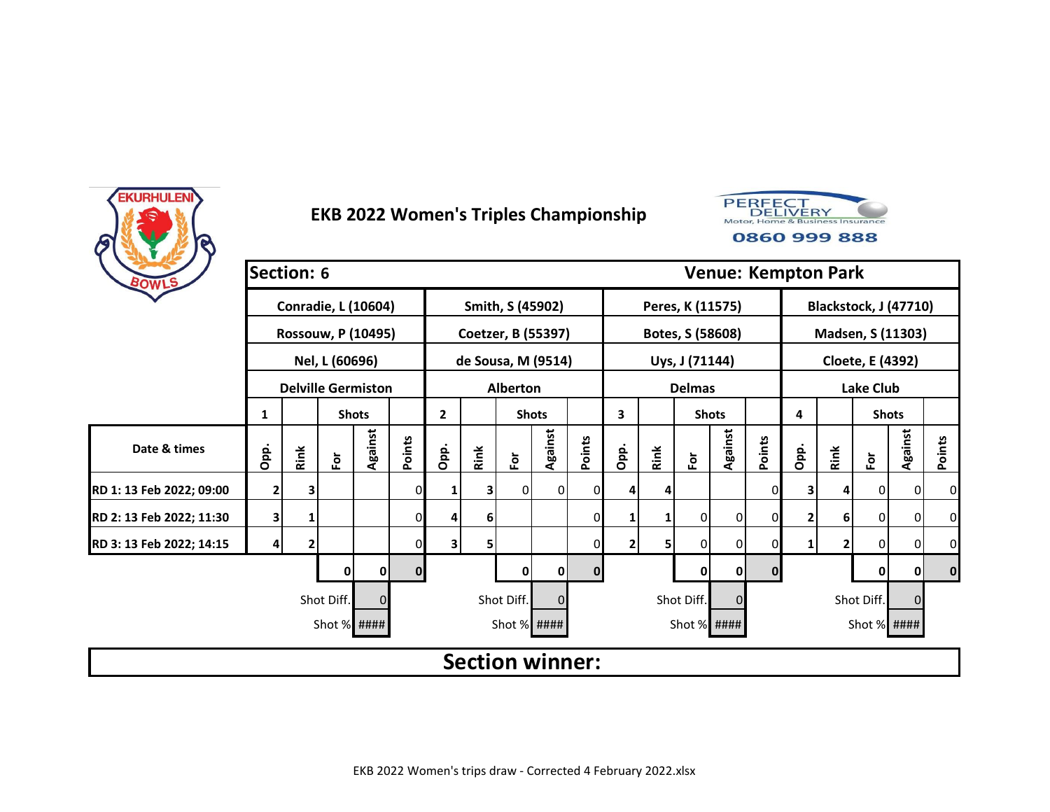# EKB 2022 Women's Triples Championship

PERFECT DELIVERY Motor, Home & Business Insurance 0860 999 888

| Section: 6 | | | | | | | | | | | | | | | Venue: Kempton Park | | | | | |
|---|---|---|---|---|---|---|---|---|---|---|---|---|---|---|---|---|---|---|---|---|
| | Conradie, L (10604) | | | | | Smith, S (45902) | | | | | Peres, K (11575) | | | | | Blackstock, J (47710) | | | | |
| | Rossouw, P (10495) | | | | | Coetzer, B (55397) | | | | | Botes, S (58608) | | | | | Madsen, S (11303) | | | | |
| | Nel, L (60696) | | | | | de Sousa, M (9514) | | | | | Uys, J (71144) | | | | | Cloete, E (4392) | | | | |
| | Delville Germiston | | | | | Alberton | | | | | Delmas | | | | | Lake Club | | | | |
| | 1 | | Shots | | | 2 | | Shots | | | 3 | | Shots | | | 4 | | Shots | | |
| Date & times | Opp. | Rink | For | Against | Points | Opp. | Rink | For | Against | Points | Opp. | Rink | For | Against | Points | Opp. | Rink | For | Against | Points |
| RD 1: 13 Feb 2022; 09:00 | 2 | 3 | | | 0 | 1 | 3 | 0 | 0 | 0 | 4 | 4 | | | 0 | 3 | 4 | 0 | 0 | 0 |
| RD 2: 13 Feb 2022; 11:30 | 3 | 1 | | | 0 | 4 | 6 | | | 0 | 1 | 1 | 0 | 0 | 0 | 2 | 6 | 0 | 0 | 0 |
| RD 3: 13 Feb 2022; 14:15 | 4 | 2 | | | 0 | 3 | 5 | | | 0 | 2 | 5 | 0 | 0 | 0 | 1 | 2 | 0 | 0 | 0 |
| | | | 0 | 0 | 0 | | | 0 | 0 | 0 | | | 0 | 0 | 0 | | | 0 | 0 | 0 |
| | | | Shot Diff. | 0 | | | | Shot Diff. | 0 | | | | Shot Diff. | 0 | | | | Shot Diff. | 0 | |
| | | | Shot % | #### | | | | Shot % | #### | | | | Shot % | #### | | | | Shot % | #### | |

**Section winner:**

EKB 2022 Women's trips draw - Corrected 4 February 2022.xlsx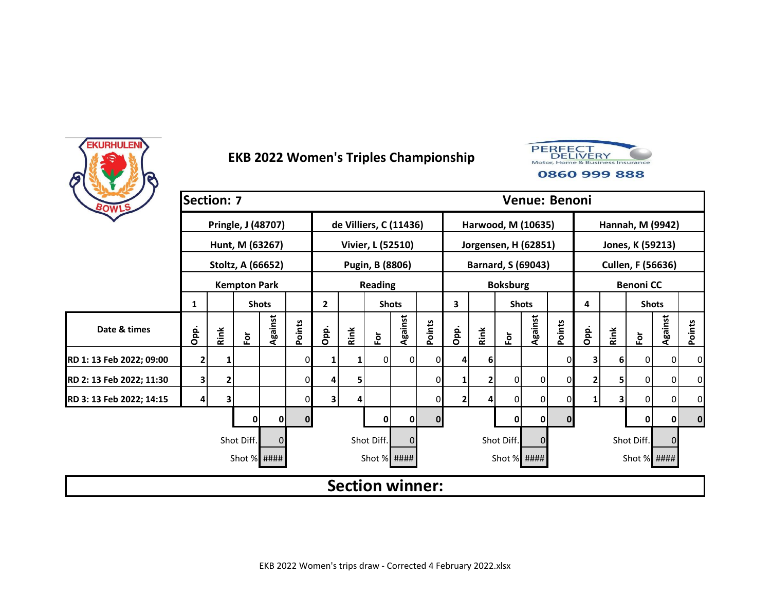# EKB 2022 Women's Triples Championship

PERFECT DELIVERY Motor, Home & Business Insurance 0860 999 888

**Section: 7** | **Venue: Benoni**

| | Pringle, J (48707) | | | | | de Villiers, C (11436) | | | | | Harwood, M (10635) | | | | | Hannah, M (9942) | | | | |
|---|---|---|---|---|---|---|---|---|---|---|---|---|---|---|---|---|---|---|---|---|
| | Hunt, M (63267) | | | | | Vivier, L (52510) | | | | | Jorgensen, H (62851) | | | | | Jones, K (59213) | | | | |
| | Stoltz, A (66652) | | | | | Pugin, B (8806) | | | | | Barnard, S (69043) | | | | | Cullen, F (56636) | | | | |
| | Kempton Park | | | | | Reading | | | | | Boksburg | | | | | Benoni CC | | | | |
| | 1 | | Shots | | | 2 | | Shots | | | 3 | | Shots | | | 4 | | Shots | | |
| **Date & times** | Opp. | Rink | For | Against | Points | Opp. | Rink | For | Against | Points | Opp. | Rink | For | Against | Points | Opp. | Rink | For | Against | Points |
| RD 1: 13 Feb 2022; 09:00 | 2 | 1 | | | 0 | 1 | 1 | 0 | 0 | 0 | 4 | 6 | | | 0 | 3 | 6 | 0 | 0 | 0 |
| RD 2: 13 Feb 2022; 11:30 | 3 | 2 | | | 0 | 4 | 5 | | | 0 | 1 | 2 | 0 | 0 | 0 | 2 | 5 | 0 | 0 | 0 |
| RD 3: 13 Feb 2022; 14:15 | 4 | 3 | | | 0 | 3 | 4 | | | 0 | 2 | 4 | 0 | 0 | 0 | 1 | 3 | 0 | 0 | 0 |
| | | | 0 | 0 | 0 | | | 0 | 0 | 0 | | | 0 | 0 | 0 | | | 0 | 0 | 0 |
| | | | Shot Diff. | 0 | | | | Shot Diff. | 0 | | | | Shot Diff. | 0 | | | | Shot Diff. | 0 | |
| | | | Shot % | #### | | | | Shot % | #### | | | | Shot % | #### | | | | Shot % | #### | |

**Section winner:**

EKB 2022 Women's trips draw - Corrected 4 February 2022.xlsx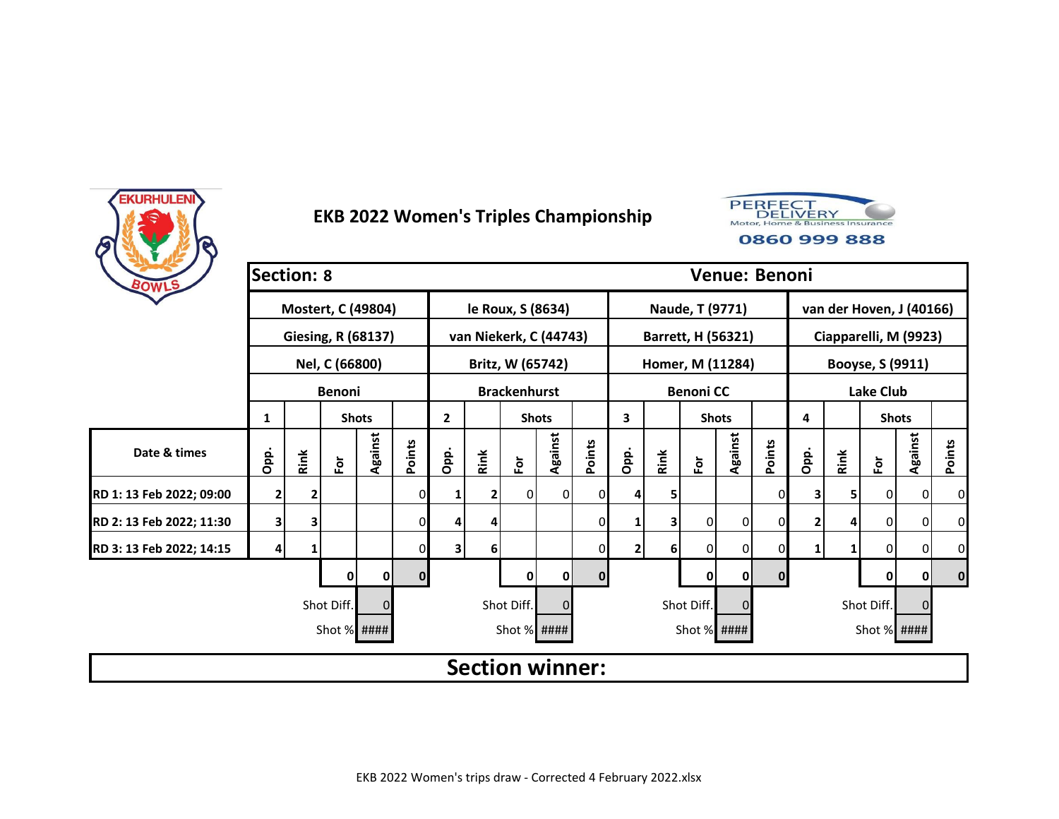# EKB 2022 Women's Triples Championship

EKURHULENI BOWLS

PERFECT DELIVERY Motor, Home & Business Insurance 0860 999 888

| Section: 8 | | | | | | | | | | | | | | | | | | | | | Venue: Benoni |
|---|---|---|---|---|---|---|---|---|---|---|---|---|---|---|---|---|---|---|---|---|
| | Mostert, C (49804) | | | | | le Roux, S (8634) | | | | | Naude, T (9771) | | | | | van der Hoven, J (40166) | | | | |
| | Giesing, R (68137) | | | | | van Niekerk, C (44743) | | | | | Barrett, H (56321) | | | | | Ciapparelli, M (9923) | | | | |
| | Nel, C (66800) | | | | | Britz, W (65742) | | | | | Homer, M (11284) | | | | | Booyse, S (9911) | | | | |
| | Benoni | | | | | Brackenhurst | | | | | Benoni CC | | | | | Lake Club | | | | |
| | 1 | | Shots | | | 2 | | Shots | | | 3 | | Shots | | | 4 | | Shots | | |
| Date & times | Opp. | Rink | For | Against | Points | Opp. | Rink | For | Against | Points | Opp. | Rink | For | Against | Points | Opp. | Rink | For | Against | Points |
| RD 1: 13 Feb 2022; 09:00 | 2 | 2 | | | 0 | 1 | 2 | 0 | 0 | 0 | 4 | 5 | | | 0 | 3 | 5 | 0 | 0 | 0 |
| RD 2: 13 Feb 2022; 11:30 | 3 | 3 | | | 0 | 4 | 4 | | | 0 | 1 | 3 | 0 | 0 | 0 | 2 | 4 | 0 | 0 | 0 |
| RD 3: 13 Feb 2022; 14:15 | 4 | 1 | | | 0 | 3 | 6 | | | 0 | 2 | 6 | 0 | 0 | 0 | 1 | 1 | 0 | 0 | 0 |
| | | | 0 | 0 | 0 | | | 0 | 0 | 0 | | | 0 | 0 | 0 | | | 0 | 0 | 0 |
| | | | Shot Diff. | 0 | | | | Shot Diff. | 0 | | | | Shot Diff. | 0 | | | | Shot Diff. | 0 | |
| | | | Shot % | #### | | | | Shot % | #### | | | | Shot % | #### | | | | Shot % | #### | |

**Section winner:**

EKB 2022 Women's trips draw - Corrected 4 February 2022.xlsx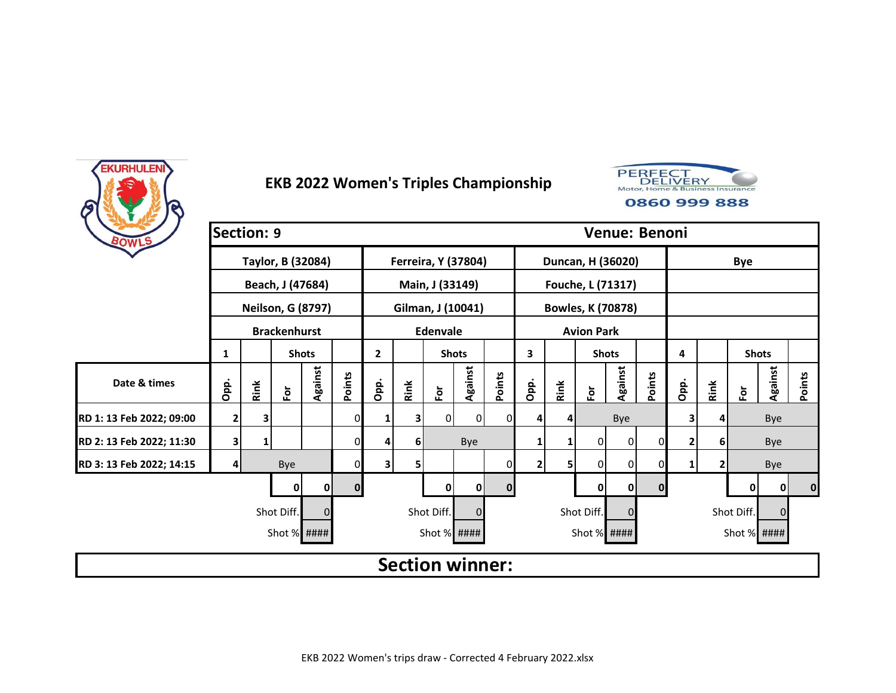# EKB 2022 Women's Triples Championship

| Section: 9 | | | | | | | | | | | | | | | | | | | | Venue: Benoni |
|---|---|---|---|---|---|---|---|---|---|---|---|---|---|---|---|---|---|---|---|---|
| | Taylor, B (32084) | | | | | Ferreira, Y (37804) | | | | | Duncan, H (36020) | | | | | Bye | | | | |
| | Beach, J (47684) | | | | | Main, J (33149) | | | | | Fouche, L (71317) | | | | | | | | | |
| | Neilson, G (8797) | | | | | Gilman, J (10041) | | | | | Bowles, K (70878) | | | | | | | | | |
| | Brackenhurst | | | | | Edenvale | | | | | Avion Park | | | | | | | | | |
| | 1 | | Shots | | | 2 | | Shots | | | 3 | | Shots | | | 4 | | Shots | | |
| Date & times | Opp. | Rink | For | Against | Points | Opp. | Rink | For | Against | Points | Opp. | Rink | For | Against | Points | Opp. | Rink | For | Against | Points |
| RD 1: 13 Feb 2022; 09:00 | 2 | 3 | | | 0 | 1 | 3 | 0 | 0 | 0 | 4 | 4 | Bye | | | 3 | 4 | Bye | | |
| RD 2: 13 Feb 2022; 11:30 | 3 | 1 | | | 0 | 4 | 6 | Bye | | | 1 | 1 | 0 | 0 | 0 | 2 | 6 | Bye | | |
| RD 3: 13 Feb 2022; 14:15 | 4 | Bye | | | 0 | 3 | 5 | | | 0 | 2 | 5 | 0 | 0 | 0 | 1 | 2 | Bye | | |
| | | | 0 | 0 | 0 | | | 0 | 0 | 0 | | | 0 | 0 | 0 | | | 0 | 0 | 0 |
| | | | Shot Diff. | 0 | | | | Shot Diff. | 0 | | | | Shot Diff. | 0 | | | | Shot Diff. | 0 | |
| | | | Shot % | #### | | | | Shot % | #### | | | | Shot % | #### | | | | Shot % | #### | |

**Section winner:**

EKB 2022 Women's trips draw - Corrected 4 February 2022.xlsx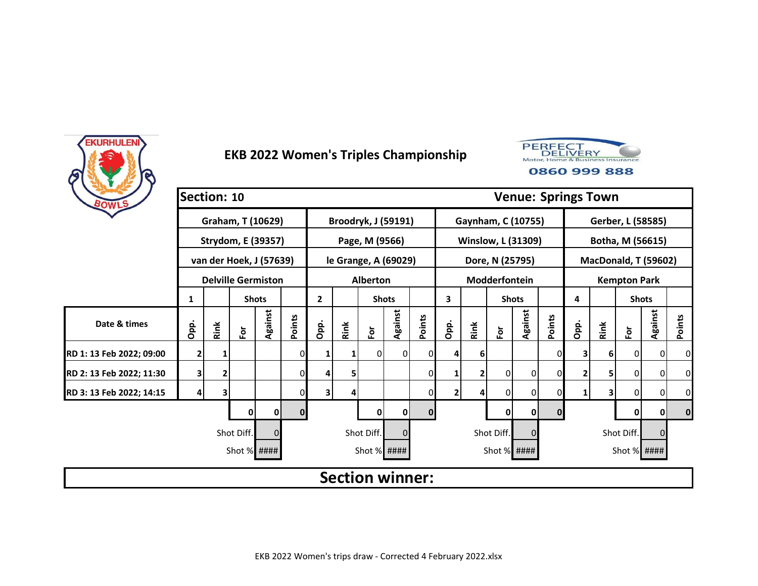# EKB 2022 Women's Triples Championship

PERFECT DELIVERY
Motor, Home & Business Insurance
0860 999 888

| Section: 10 | | | | | | | | | | | | | | | | | | | | Venue: Springs Town |
|---|---|---|---|---|---|---|---|---|---|---|---|---|---|---|---|---|---|---|---|---|
| | Graham, T (10629) | | | | | Broodryk, J (59191) | | | | | Gaynham, C (10755) | | | | | Gerber, L (58585) | | | | |
| | Strydom, E (39357) | | | | | Page, M (9566) | | | | | Winslow, L (31309) | | | | | Botha, M (56615) | | | | |
| | van der Hoek, J (57639) | | | | | le Grange, A (69029) | | | | | Dore, N (25795) | | | | | MacDonald, T (59602) | | | | |
| | Delville Germiston | | | | | Alberton | | | | | Modderfontein | | | | | Kempton Park | | | | |
| | 1 | | Shots | | | 2 | | Shots | | | 3 | | Shots | | | 4 | | Shots | | |
| Date & times | Opp. | Rink | For | Against | Points | Opp. | Rink | For | Against | Points | Opp. | Rink | For | Against | Points | Opp. | Rink | For | Against | Points |
| RD 1: 13 Feb 2022; 09:00 | 2 | 1 | | | 0 | 1 | 1 | 0 | 0 | 0 | 4 | 6 | | | 0 | 3 | 6 | 0 | 0 | 0 |
| RD 2: 13 Feb 2022; 11:30 | 3 | 2 | | | 0 | 4 | 5 | | | 0 | 1 | 2 | 0 | 0 | 0 | 2 | 5 | 0 | 0 | 0 |
| RD 3: 13 Feb 2022; 14:15 | 4 | 3 | | | 0 | 3 | 4 | | | 0 | 2 | 4 | 0 | 0 | 0 | 1 | 3 | 0 | 0 | 0 |
| | | | 0 | 0 | 0 | | | 0 | 0 | 0 | | | 0 | 0 | 0 | | | 0 | 0 | 0 |
| | | | Shot Diff. | 0 | | | | Shot Diff. | 0 | | | | Shot Diff. | 0 | | | | Shot Diff. | 0 | |
| | | | Shot % | #### | | | | Shot % | #### | | | | Shot % | #### | | | | Shot % | #### | |

**Section winner:**

EKB 2022 Women's trips draw - Corrected 4 February 2022.xlsx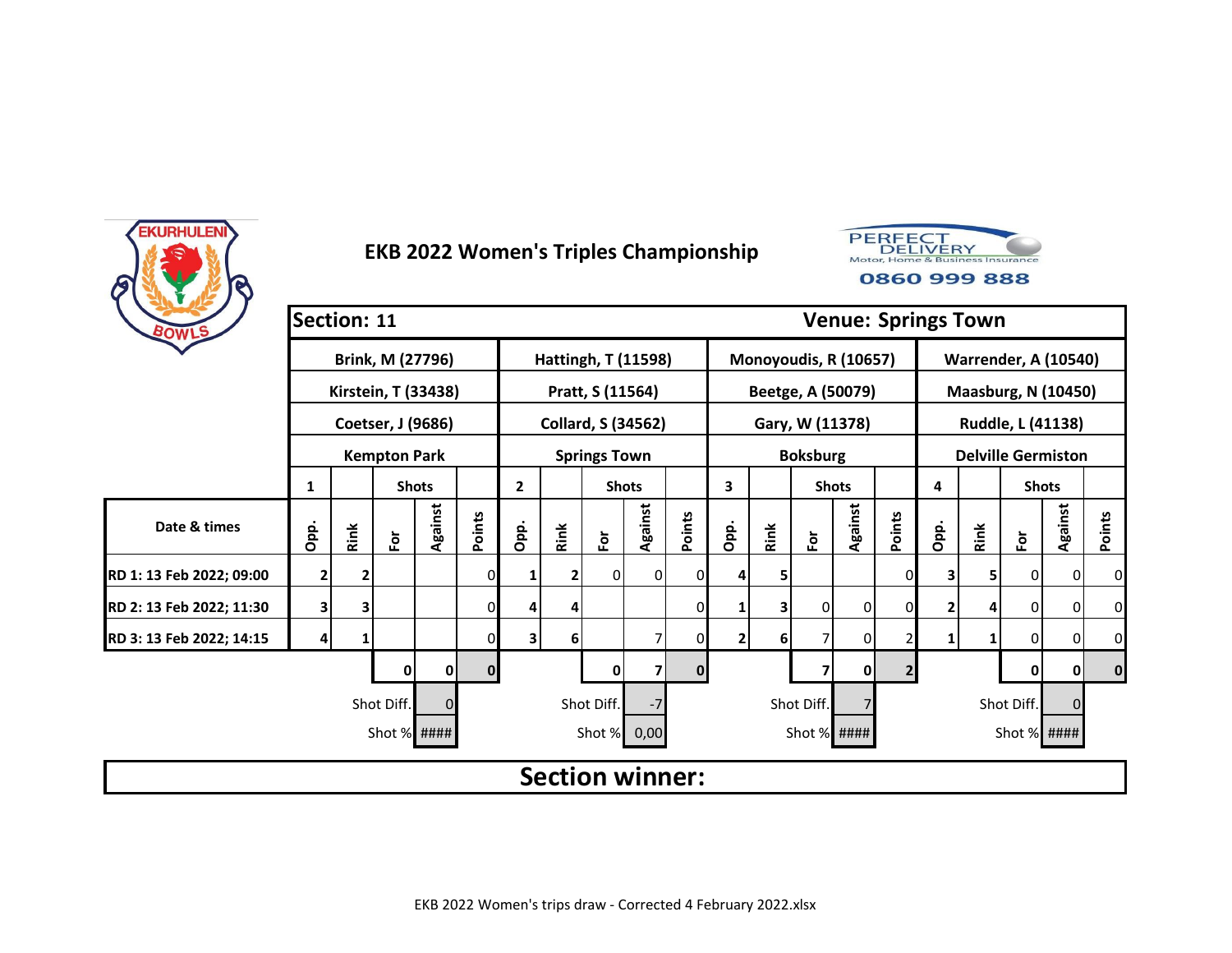# EKB 2022 Women's Triples Championship

PERFECT DELIVERY
Motor, Home & Business Insurance
0860 999 888

| Section: 11 | | | | | | | | | | | | | | | | Venue: Springs Town | | | | |
|---|---|---|---|---|---|---|---|---|---|---|---|---|---|---|---|---|---|---|---|---|
| | Brink, M (27796) | | | | | Hattingh, T (11598) | | | | | Monoyoudis, R (10657) | | | | | Warrender, A (10540) | | | | |
| | Kirstein, T (33438) | | | | | Pratt, S (11564) | | | | | Beetge, A (50079) | | | | | Maasburg, N (10450) | | | | |
| | Coetser, J (9686) | | | | | Collard, S (34562) | | | | | Gary, W (11378) | | | | | Ruddle, L (41138) | | | | |
| | Kempton Park | | | | | Springs Town | | | | | Boksburg | | | | | Delville Germiston | | | | |
| | 1 | | Shots | | | 2 | | Shots | | | 3 | | Shots | | | 4 | | Shots | | |
| Date & times | Opp. | Rink | For | Against | Points | Opp. | Rink | For | Against | Points | Opp. | Rink | For | Against | Points | Opp. | Rink | For | Against | Points |
| RD 1: 13 Feb 2022; 09:00 | 2 | 2 | | | 0 | 1 | 2 | 0 | 0 | 0 | 4 | 5 | | | 0 | 3 | 5 | 0 | 0 | 0 |
| RD 2: 13 Feb 2022; 11:30 | 3 | 3 | | | 0 | 4 | 4 | | | 0 | 1 | 3 | 0 | 0 | 0 | 2 | 4 | 0 | 0 | 0 |
| RD 3: 13 Feb 2022; 14:15 | 4 | 1 | | | 0 | 3 | 6 | | 7 | 0 | 2 | 6 | 7 | 0 | 2 | 1 | 1 | 0 | 0 | 0 |
| | | | 0 | 0 | 0 | | | 0 | 7 | 0 | | | 7 | 0 | 2 | | | 0 | 0 | 0 |
| | | | Shot Diff. | 0 | | | | Shot Diff. | -7 | | | | Shot Diff. | 7 | | | | Shot Diff. | 0 | |
| | | | Shot % | #### | | | | Shot % | 0,00 | | | | Shot % | #### | | | | Shot % | #### | |

**Section winner:**

EKB 2022 Women's trips draw - Corrected 4 February 2022.xlsx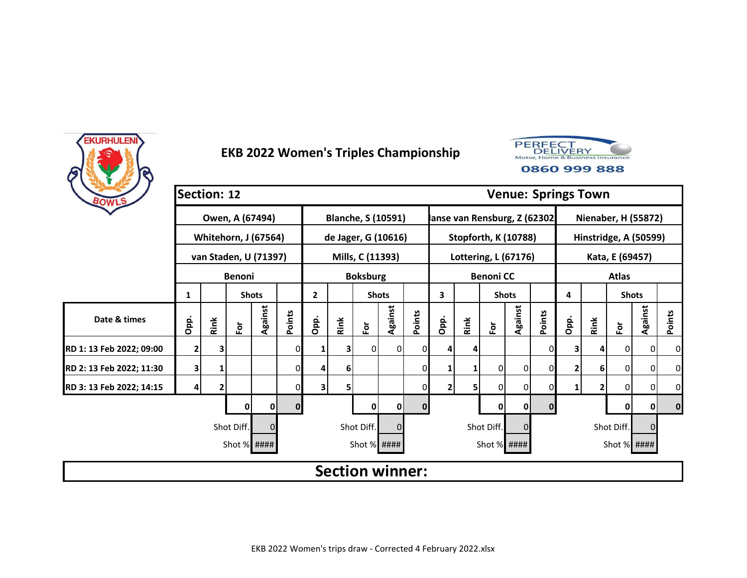EKURHULENI BOWLS

# EKB 2022 Women's Triples Championship

PERFECT DELIVERY Motor, Home & Business Insurance 0860 999 888

| | Section: 12 | | | | | | | | | | | | | | Venue: Springs Town | | | | | |
|---|---|---|---|---|---|---|---|---|---|---|---|---|---|---|---|---|---|---|---|---|
| | Owen, A (67494) | | | | | Blanche, S (10591) | | | | | Janse van Rensburg, Z (62302 | | | | | Nienaber, H (55872) | | | | |
| | Whitehorn, J (67564) | | | | | de Jager, G (10616) | | | | | Stopforth, K (10788) | | | | | Hinstridge, A (50599) | | | | |
| | van Staden, U (71397) | | | | | Mills, C (11393) | | | | | Lottering, L (67176) | | | | | Kata, E (69457) | | | | |
| | Benoni | | | | | Boksburg | | | | | Benoni CC | | | | | Atlas | | | | |
| | 1 | | Shots | | | 2 | | Shots | | | 3 | | Shots | | | 4 | | Shots | | |
| Date & times | Opp. | Rink | For | Against | Points | Opp. | Rink | For | Against | Points | Opp. | Rink | For | Against | Points | Opp. | Rink | For | Against | Points |
| RD 1: 13 Feb 2022; 09:00 | 2 | 3 | | | 0 | 1 | 3 | 0 | 0 | 0 | 4 | 4 | | | 0 | 3 | 4 | 0 | 0 | 0 |
| RD 2: 13 Feb 2022; 11:30 | 3 | 1 | | | 0 | 4 | 6 | | | 0 | 1 | 1 | 0 | 0 | 0 | 2 | 6 | 0 | 0 | 0 |
| RD 3: 13 Feb 2022; 14:15 | 4 | 2 | | | 0 | 3 | 5 | | | 0 | 2 | 5 | 0 | 0 | 0 | 1 | 2 | 0 | 0 | 0 |
| | | | 0 | 0 | 0 | | | 0 | 0 | 0 | | | 0 | 0 | 0 | | | 0 | 0 | 0 |
| | | | Shot Diff. | 0 | | | | Shot Diff. | 0 | | | | Shot Diff. | 0 | | | | Shot Diff. | 0 | |
| | | | Shot % | #### | | | | Shot % | #### | | | | Shot % | #### | | | | Shot % | #### | |

**Section winner:**

EKB 2022 Women's trips draw - Corrected 4 February 2022.xlsx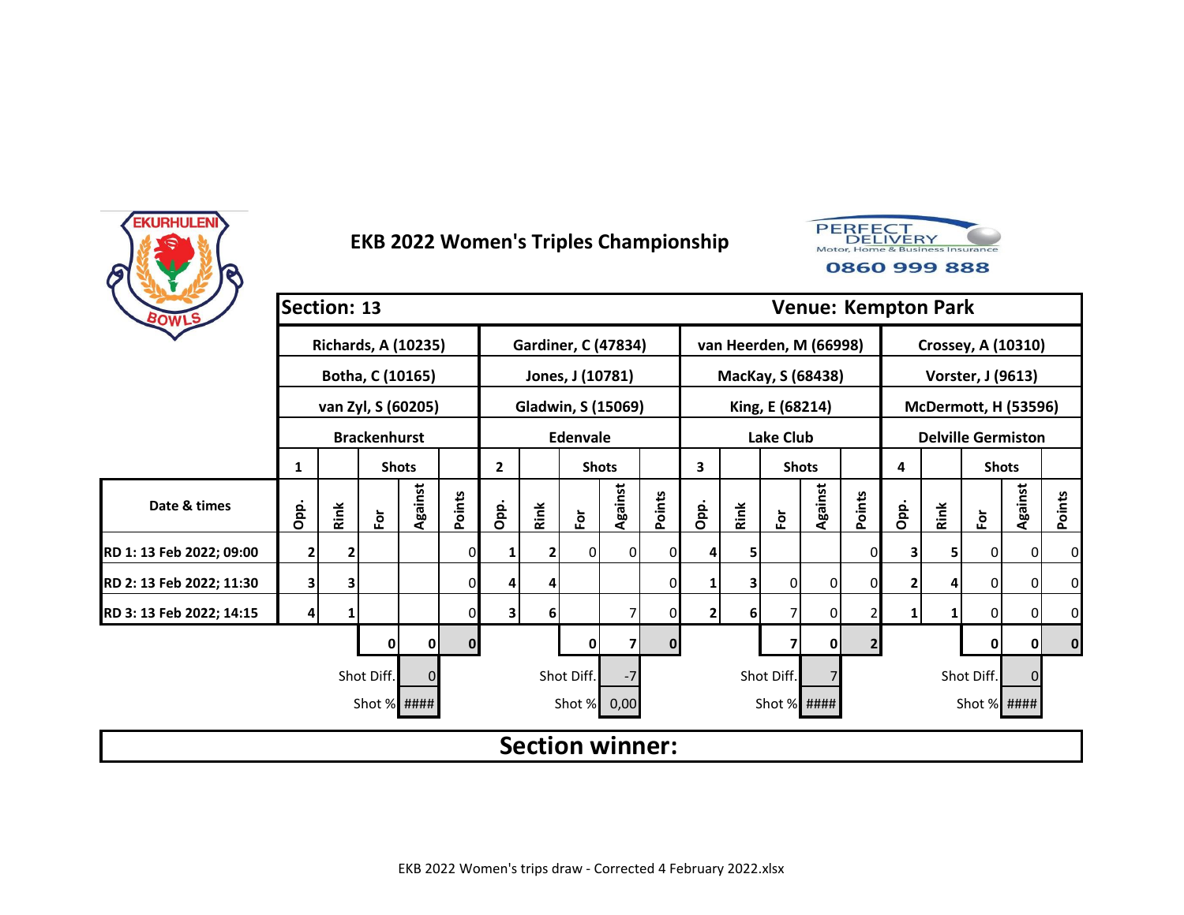# EKB 2022 Women's Triples Championship

**Section: 13** | **Venue: Kempton Park**

| | Richards, A (10235) | | | | | Gardiner, C (47834) | | | | | van Heerden, M (66998) | | | | | Crossey, A (10310) | | | | |
|---|---|---|---|---|---|---|---|---|---|---|---|---|---|---|---|---|---|---|---|---|
| | Botha, C (10165) | | | | | Jones, J (10781) | | | | | MacKay, S (68438) | | | | | Vorster, J (9613) | | | | |
| | van Zyl, S (60205) | | | | | Gladwin, S (15069) | | | | | King, E (68214) | | | | | McDermott, H (53596) | | | | |
| | Brackenhurst | | | | | Edenvale | | | | | Lake Club | | | | | Delville Germiston | | | | |
| | 1 | | Shots | | | 2 | | Shots | | | 3 | | Shots | | | 4 | | Shots | | |
| **Date & times** | Opp. | Rink | For | Against | Points | Opp. | Rink | For | Against | Points | Opp. | Rink | For | Against | Points | Opp. | Rink | For | Against | Points |
| **RD 1: 13 Feb 2022; 09:00** | 2 | 2 | | | 0 | 1 | 2 | 0 | 0 | 0 | 4 | 5 | | | 0 | 3 | 5 | 0 | 0 | 0 |
| **RD 2: 13 Feb 2022; 11:30** | 3 | 3 | | | 0 | 4 | 4 | | | 0 | 1 | 3 | 0 | 0 | 0 | 2 | 4 | 0 | 0 | 0 |
| **RD 3: 13 Feb 2022; 14:15** | 4 | 1 | | | 0 | 3 | 6 | | 7 | 0 | 2 | 6 | 7 | 0 | 2 | 1 | 1 | 0 | 0 | 0 |
| | | | 0 | 0 | 0 | | | 0 | 7 | 0 | | | 7 | 0 | 2 | | | 0 | 0 | 0 |
| | | | Shot Diff. | 0 | | | | Shot Diff. | -7 | | | | Shot Diff. | 7 | | | | Shot Diff. | 0 | |
| | | | Shot % | #### | | | | Shot % | 0,00 | | | | Shot % | #### | | | | Shot % | #### | |

## Section winner:

EKB 2022 Women's trips draw - Corrected 4 February 2022.xlsx